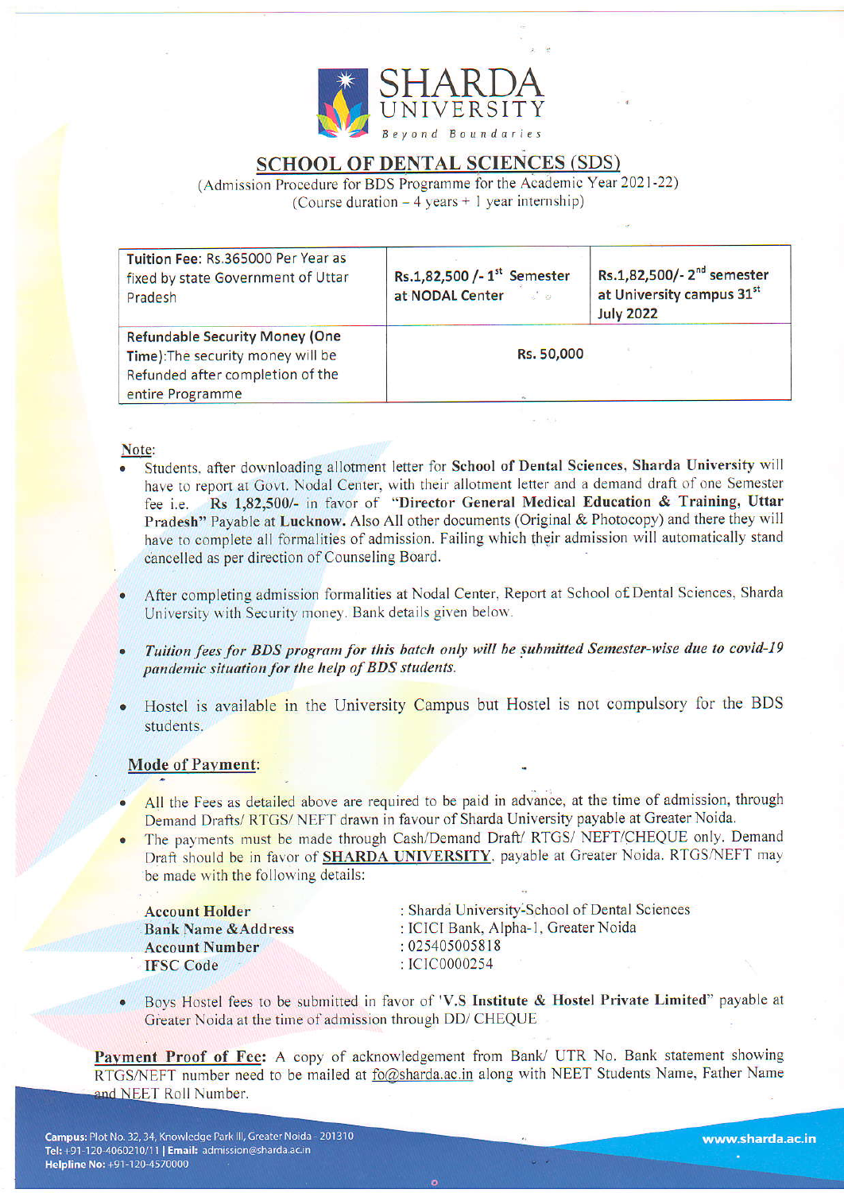# SHARDA UNIVERSITY

*Beyond Boundaries*

## SCHOOL OF DENTAL SCIENCES (SDS)

(Admission Procedure for BDS Programme for the Academic Year 2021-22)
(Course duration – 4 years + 1 year internship)

| Tuition Fee: Rs.365000 Per Year as fixed by state Government of Uttar Pradesh | Rs.1,82,500 /- 1st Semester at NODAL Center | Rs.1,82,500/- 2nd semester at University campus 31st July 2022 |
|---|---|---|
| **Refundable Security Money (One Time)**: The security money will be Refunded after completion of the entire Programme | **Rs. 50,000** | |

**Note:**

- Students, after downloading allotment letter for **School of Dental Sciences, Sharda University** will have to report at Govt. Nodal Center, with their allotment letter and a demand draft of one Semester fee i.e. **Rs 1,82,500/-** in favor of **"Director General Medical Education & Training, Uttar Pradesh"** Payable at **Lucknow.** Also All other documents (Original & Photocopy) and there they will have to complete all formalities of admission. Failing which their admission will automatically stand cancelled as per direction of Counseling Board.
- After completing admission formalities at Nodal Center, Report at School of Dental Sciences, Sharda University with Security money. Bank details given below.
- ***Tuition fees for BDS program for this batch only will be submitted Semester-wise due to covid-19 pandemic situation for the help of BDS students.***
- Hostel is available in the University Campus but Hostel is not compulsory for the BDS students.

### Mode of Payment:

- All the Fees as detailed above are required to be paid in advance, at the time of admission, through Demand Drafts/ RTGS/ NEFT drawn in favour of Sharda University payable at Greater Noida.
- The payments must be made through Cash/Demand Draft/ RTGS/ NEFT/CHEQUE only. Demand Draft should be in favor of **SHARDA UNIVERSITY**, payable at Greater Noida. RTGS/NEFT may be made with the following details:

| | |
|---|---|
| **Account Holder** | : Sharda University-School of Dental Sciences |
| **Bank Name &Address** | : ICICI Bank, Alpha-1, Greater Noida |
| **Account Number** | : 025405005818 |
| **IFSC Code** | : ICIC0000254 |

- Boys Hostel fees to be submitted in favor of '**V.S Institute & Hostel Private Limited**" payable at Greater Noida at the time of admission through DD/ CHEQUE

**Payment Proof of Fee:** A copy of acknowledgement from Bank/ UTR No. Bank statement showing RTGS/NEFT number need to be mailed at fo@sharda.ac.in along with NEET Students Name, Father Name and NEET Roll Number.

**Campus:** Plot No. 32, 34, Knowledge Park III, Greater Noida - 201310
**Tel:** +91-120-4060210/11 | **Email:** admission@sharda.ac.in
**Helpline No:** +91-120-4570000

www.sharda.ac.in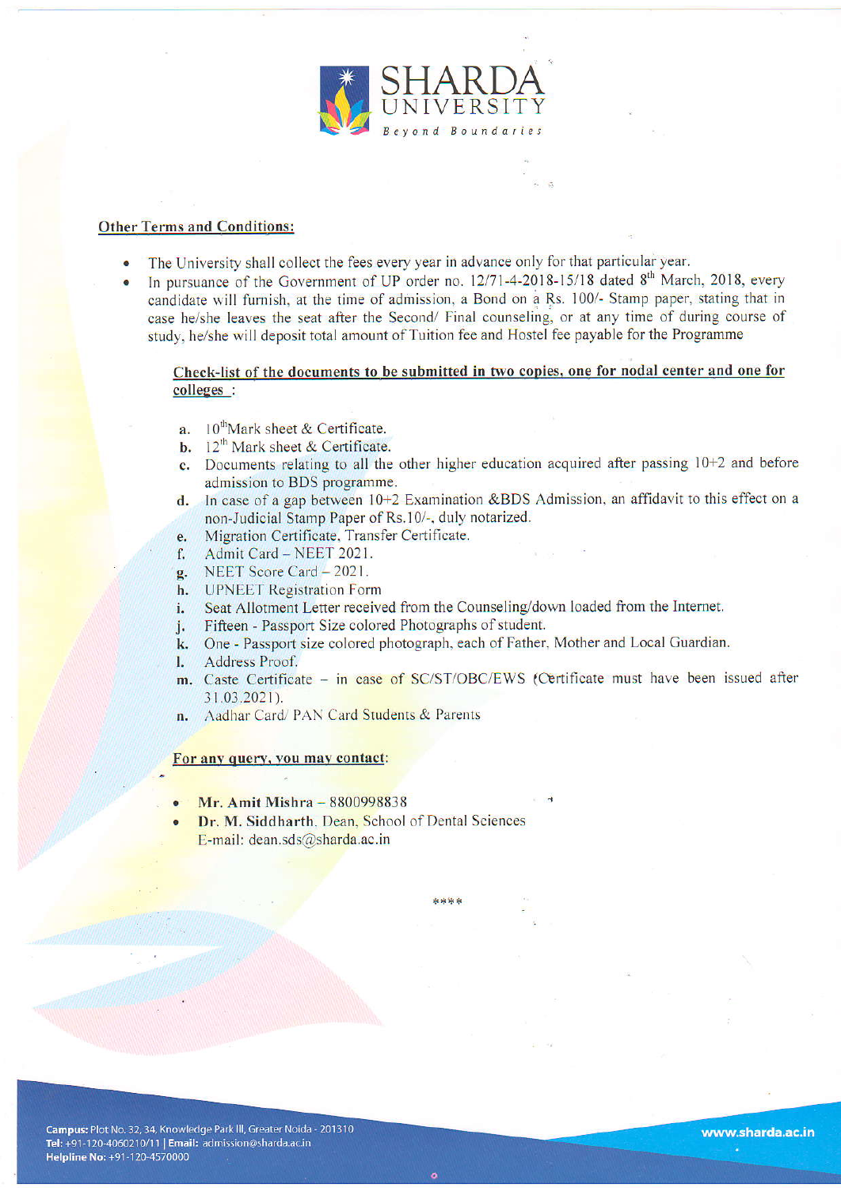## Other Terms and Conditions:

- The University shall collect the fees every year in advance only for that particular year.
- In pursuance of the Government of UP order no. 12/71-4-2018-15/18 dated 8th March, 2018, every candidate will furnish, at the time of admission, a Bond on a Rs. 100/- Stamp paper, stating that in case he/she leaves the seat after the Second/ Final counseling, or at any time of during course of study, he/she will deposit total amount of Tuition fee and Hostel fee payable for the Programme

### Check-list of the documents to be submitted in two copies, one for nodal center and one for colleges :

a. 10th Mark sheet & Certificate.
b. 12th Mark sheet & Certificate.
c. Documents relating to all the other higher education acquired after passing 10+2 and before admission to BDS programme.
d. In case of a gap between 10+2 Examination &BDS Admission, an affidavit to this effect on a non-Judicial Stamp Paper of Rs.10/-, duly notarized.
e. Migration Certificate, Transfer Certificate.
f. Admit Card – NEET 2021.
g. NEET Score Card – 2021.
h. UPNEET Registration Form
i. Seat Allotment Letter received from the Counseling/down loaded from the Internet.
j. Fifteen - Passport Size colored Photographs of student.
k. One - Passport size colored photograph, each of Father, Mother and Local Guardian.
l. Address Proof.
m. Caste Certificate – in case of SC/ST/OBC/EWS (Certificate must have been issued after 31.03.2021).
n. Aadhar Card/ PAN Card Students & Parents

### For any query, you may contact:

- **Mr. Amit Mishra** – 8800998838
- **Dr. M. Siddharth**, Dean, School of Dental Sciences
  E-mail: dean.sds@sharda.ac.in

****

Campus: Plot No. 32, 34, Knowledge Park III, Greater Noida - 201310
Tel: +91-120-4060210/11 | Email: admission@sharda.ac.in
Helpline No: +91-120-4570000
www.sharda.ac.in